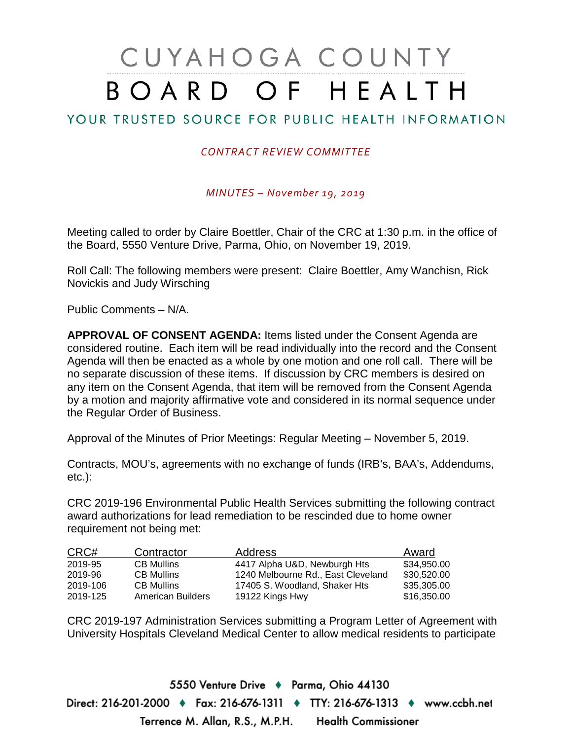# CUYAHOGA COUNTY BOARD OF HEALTH

## YOUR TRUSTED SOURCE FOR PUBLIC HEALTH INFORMATION

*CONTRACT REVIEW COMMITTEE*

*MINUTES – November 19, 2019*

Meeting called to order by Claire Boettler, Chair of the CRC at 1:30 p.m. in the office of the Board, 5550 Venture Drive, Parma, Ohio, on November 19, 2019.

Roll Call: The following members were present: Claire Boettler, Amy Wanchisn, Rick Novickis and Judy Wirsching

Public Comments – N/A.

**APPROVAL OF CONSENT AGENDA:** Items listed under the Consent Agenda are considered routine. Each item will be read individually into the record and the Consent Agenda will then be enacted as a whole by one motion and one roll call. There will be no separate discussion of these items. If discussion by CRC members is desired on any item on the Consent Agenda, that item will be removed from the Consent Agenda by a motion and majority affirmative vote and considered in its normal sequence under the Regular Order of Business.

Approval of the Minutes of Prior Meetings: Regular Meeting – November 5, 2019.

Contracts, MOU's, agreements with no exchange of funds (IRB's, BAA's, Addendums, etc.):

CRC 2019-196 Environmental Public Health Services submitting the following contract award authorizations for lead remediation to be rescinded due to home owner requirement not being met:

| CRC# | Contractor | Address | Award |
|---|---|---|---|
| 2019-95 | CB Mullins | 4417 Alpha U&D, Newburgh Hts | $34,950.00 |
| 2019-96 | CB Mullins | 1240 Melbourne Rd., East Cleveland | $30,520.00 |
| 2019-106 | CB Mullins | 17405 S. Woodland, Shaker Hts | $35,305.00 |
| 2019-125 | American Builders | 19122 Kings Hwy | $16,350.00 |

CRC 2019-197 Administration Services submitting a Program Letter of Agreement with University Hospitals Cleveland Medical Center to allow medical residents to participate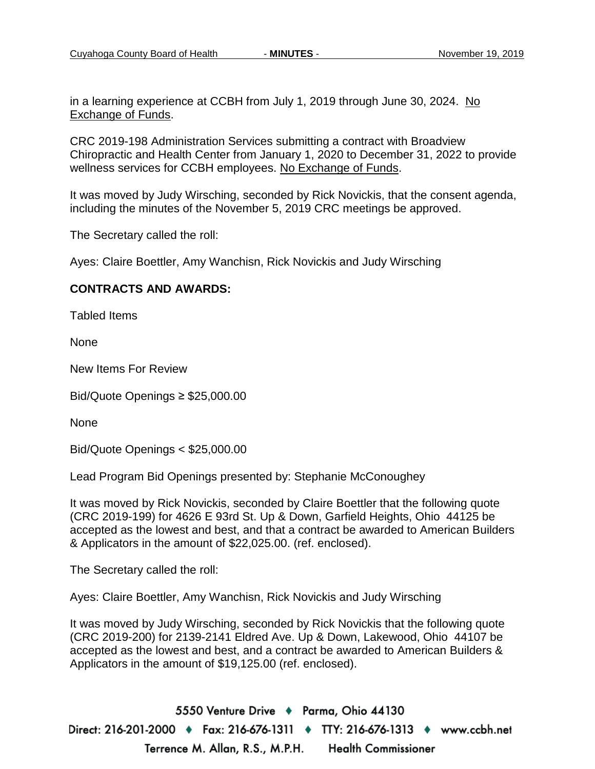in a learning experience at CCBH from July 1, 2019 through June 30, 2024. No Exchange of Funds.

CRC 2019-198 Administration Services submitting a contract with Broadview Chiropractic and Health Center from January 1, 2020 to December 31, 2022 to provide wellness services for CCBH employees. No Exchange of Funds.

It was moved by Judy Wirsching, seconded by Rick Novickis, that the consent agenda, including the minutes of the November 5, 2019 CRC meetings be approved.

The Secretary called the roll:

Ayes: Claire Boettler, Amy Wanchisn, Rick Novickis and Judy Wirsching

**CONTRACTS AND AWARDS:**

Tabled Items

None

New Items For Review

Bid/Quote Openings ≥ $25,000.00

None

Bid/Quote Openings < $25,000.00

Lead Program Bid Openings presented by: Stephanie McConoughey

It was moved by Rick Novickis, seconded by Claire Boettler that the following quote (CRC 2019-199) for 4626 E 93rd St. Up & Down, Garfield Heights, Ohio 44125 be accepted as the lowest and best, and that a contract be awarded to American Builders & Applicators in the amount of $22,025.00. (ref. enclosed).

The Secretary called the roll:

Ayes: Claire Boettler, Amy Wanchisn, Rick Novickis and Judy Wirsching

It was moved by Judy Wirsching, seconded by Rick Novickis that the following quote (CRC 2019-200) for 2139-2141 Eldred Ave. Up & Down, Lakewood, Ohio 44107 be accepted as the lowest and best, and a contract be awarded to American Builders & Applicators in the amount of $19,125.00 (ref. enclosed).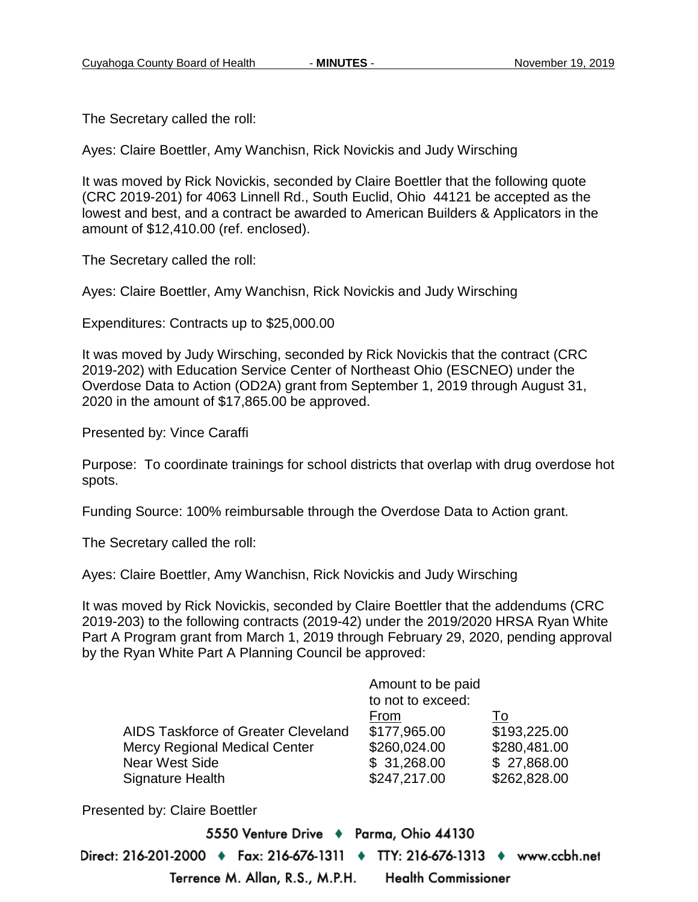The Secretary called the roll:

Ayes: Claire Boettler, Amy Wanchisn, Rick Novickis and Judy Wirsching

It was moved by Rick Novickis, seconded by Claire Boettler that the following quote (CRC 2019-201) for 4063 Linnell Rd., South Euclid, Ohio 44121 be accepted as the lowest and best, and a contract be awarded to American Builders & Applicators in the amount of $12,410.00 (ref. enclosed).

The Secretary called the roll:

Ayes: Claire Boettler, Amy Wanchisn, Rick Novickis and Judy Wirsching

Expenditures: Contracts up to $25,000.00

It was moved by Judy Wirsching, seconded by Rick Novickis that the contract (CRC 2019-202) with Education Service Center of Northeast Ohio (ESCNEO) under the Overdose Data to Action (OD2A) grant from September 1, 2019 through August 31, 2020 in the amount of $17,865.00 be approved.

Presented by: Vince Caraffi

Purpose: To coordinate trainings for school districts that overlap with drug overdose hot spots.

Funding Source: 100% reimbursable through the Overdose Data to Action grant.

The Secretary called the roll:

Ayes: Claire Boettler, Amy Wanchisn, Rick Novickis and Judy Wirsching

It was moved by Rick Novickis, seconded by Claire Boettler that the addendums (CRC 2019-203) to the following contracts (2019-42) under the 2019/2020 HRSA Ryan White Part A Program grant from March 1, 2019 through February 29, 2020, pending approval by the Ryan White Part A Planning Council be approved:

| | Amount to be paid to not to exceed: | |
|---|---|---|
| | From | To |
| AIDS Taskforce of Greater Cleveland | $177,965.00 | $193,225.00 |
| Mercy Regional Medical Center | $260,024.00 | $280,481.00 |
| Near West Side | $ 31,268.00 | $ 27,868.00 |
| Signature Health | $247,217.00 | $262,828.00 |

Presented by: Claire Boettler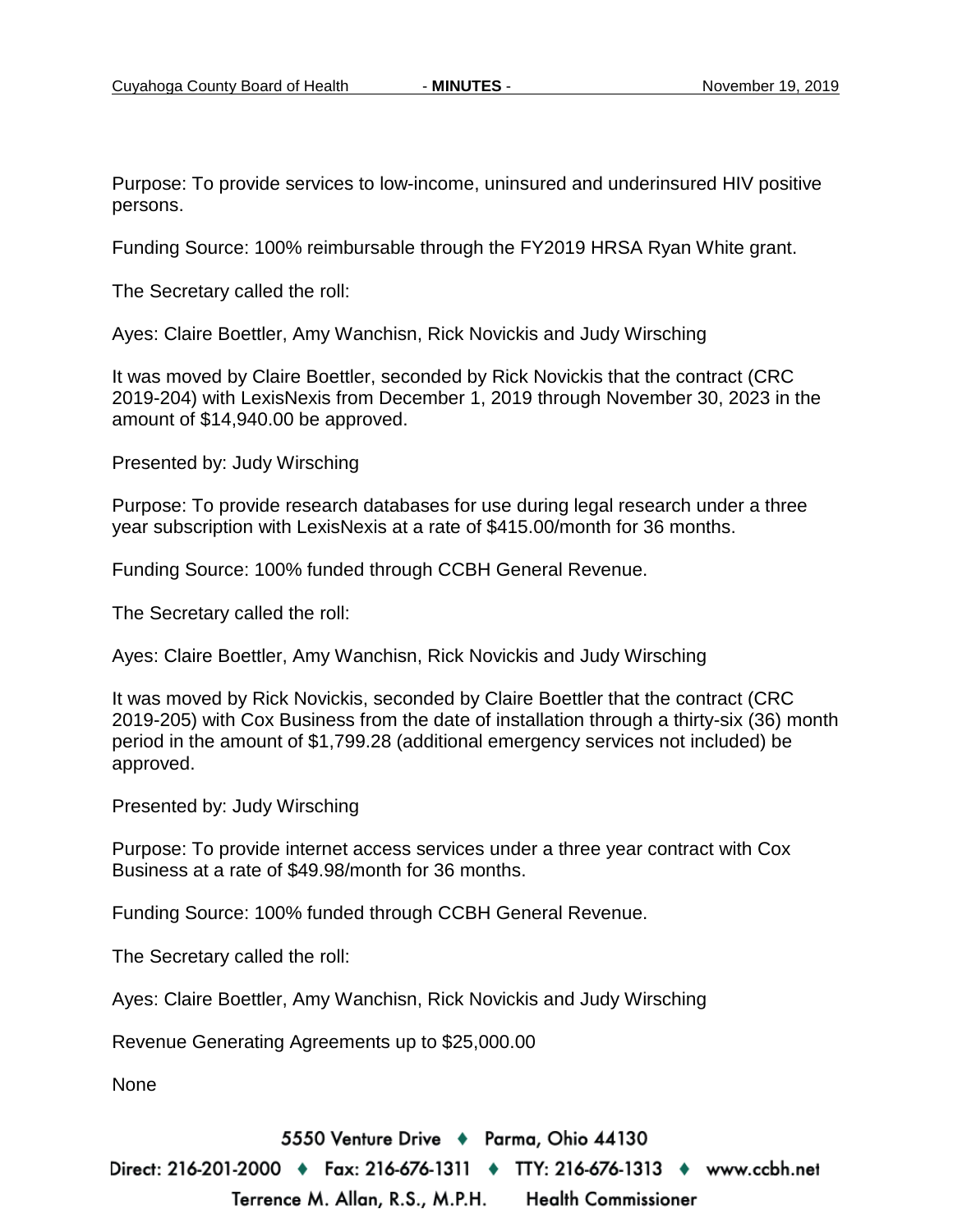Purpose: To provide services to low-income, uninsured and underinsured HIV positive persons.

Funding Source: 100% reimbursable through the FY2019 HRSA Ryan White grant.

The Secretary called the roll:

Ayes: Claire Boettler, Amy Wanchisn, Rick Novickis and Judy Wirsching

It was moved by Claire Boettler, seconded by Rick Novickis that the contract (CRC 2019-204) with LexisNexis from December 1, 2019 through November 30, 2023 in the amount of $14,940.00 be approved.

Presented by: Judy Wirsching

Purpose: To provide research databases for use during legal research under a three year subscription with LexisNexis at a rate of $415.00/month for 36 months.

Funding Source: 100% funded through CCBH General Revenue.

The Secretary called the roll:

Ayes: Claire Boettler, Amy Wanchisn, Rick Novickis and Judy Wirsching

It was moved by Rick Novickis, seconded by Claire Boettler that the contract (CRC 2019-205) with Cox Business from the date of installation through a thirty-six (36) month period in the amount of $1,799.28 (additional emergency services not included) be approved.

Presented by: Judy Wirsching

Purpose: To provide internet access services under a three year contract with Cox Business at a rate of $49.98/month for 36 months.

Funding Source: 100% funded through CCBH General Revenue.

The Secretary called the roll:

Ayes: Claire Boettler, Amy Wanchisn, Rick Novickis and Judy Wirsching

Revenue Generating Agreements up to $25,000.00

None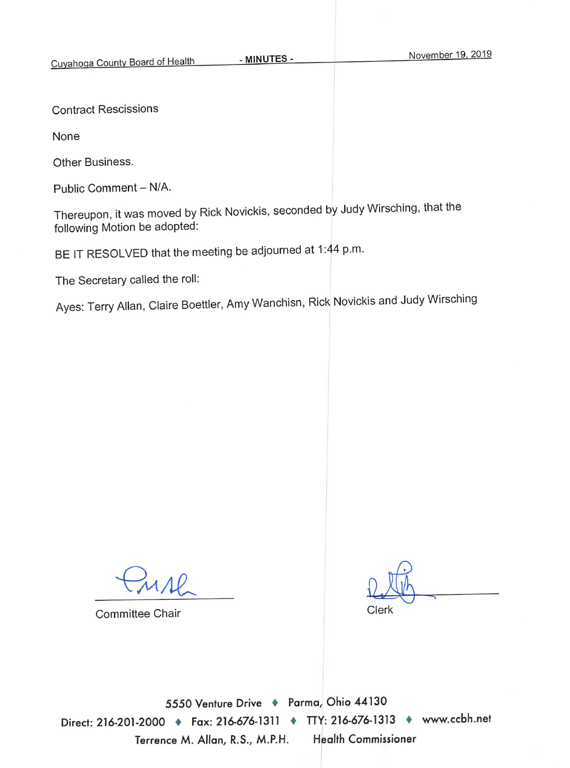Contract Rescissions

None

Other Business.

Public Comment – N/A.

Thereupon, it was moved by Rick Novickis, seconded by Judy Wirsching, that the following Motion be adopted:

BE IT RESOLVED that the meeting be adjourned at 1:44 p.m.

The Secretary called the roll:

Ayes: Terry Allan, Claire Boettler, Amy Wanchisn, Rick Novickis and Judy Wirsching

Committee Chair

Clerk

5550 Venture Drive ♦ Parma, Ohio 44130

Direct: 216-201-2000 ♦ Fax: 216-676-1311 ♦ TTY: 216-676-1313 ♦ www.ccbh.net

Terrence M. Allan, R.S., M.P.H. Health Commissioner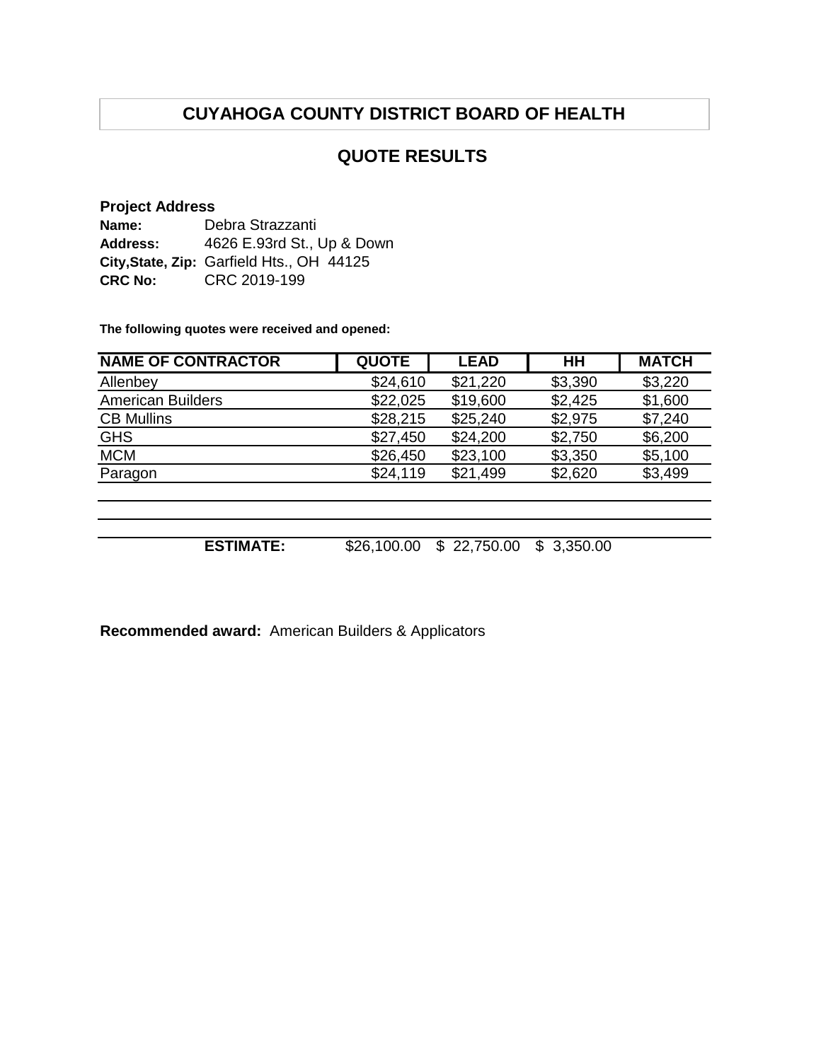# CUYAHOGA COUNTY DISTRICT BOARD OF HEALTH

## QUOTE RESULTS

**Project Address**

**Name:** Debra Strazzanti
**Address:** 4626 E.93rd St., Up & Down
**City,State, Zip:** Garfield Hts., OH 44125
**CRC No:** CRC 2019-199

**The following quotes were received and opened:**

| NAME OF CONTRACTOR | QUOTE | LEAD | HH | MATCH |
|---|---|---|---|---|
| Allenbey | $24,610 | $21,220 | $3,390 | $3,220 |
| American Builders | $22,025 | $19,600 | $2,425 | $1,600 |
| CB Mullins | $28,215 | $25,240 | $2,975 | $7,240 |
| GHS | $27,450 | $24,200 | $2,750 | $6,200 |
| MCM | $26,450 | $23,100 | $3,350 | $5,100 |
| Paragon | $24,119 | $21,499 | $2,620 | $3,499 |
| | | | | |
| | | | | |
| **ESTIMATE:** | $26,100.00 | $ 22,750.00 | $ 3,350.00 | |

**Recommended award:** American Builders & Applicators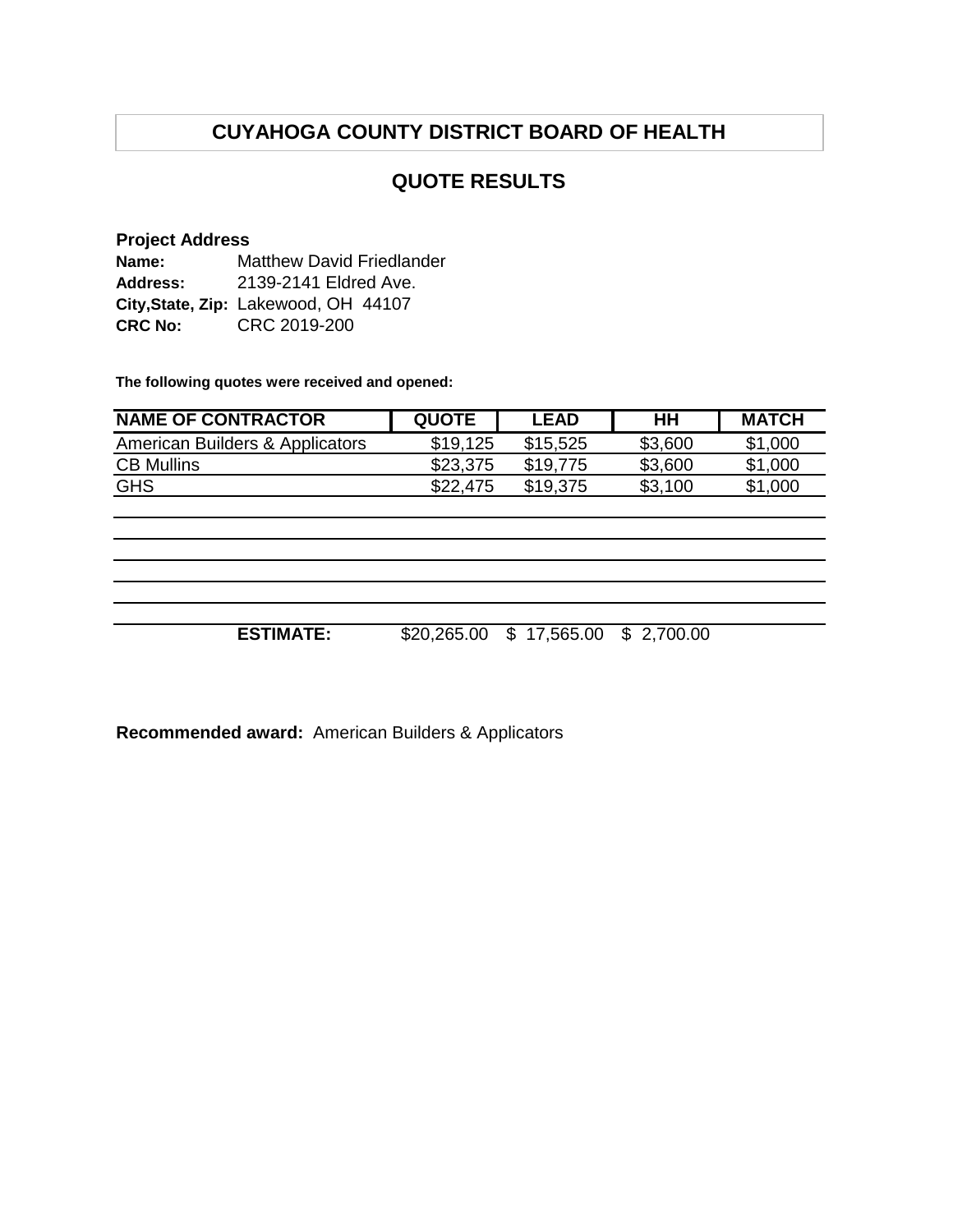# CUYAHOGA COUNTY DISTRICT BOARD OF HEALTH

## QUOTE RESULTS

**Project Address**

**Name:** Matthew David Friedlander
**Address:** 2139-2141 Eldred Ave.
**City,State, Zip:** Lakewood, OH 44107
**CRC No:** CRC 2019-200

**The following quotes were received and opened:**

| NAME OF CONTRACTOR | QUOTE | LEAD | HH | MATCH |
|---|---|---|---|---|
| American Builders & Applicators | $19,125 | $15,525 | $3,600 | $1,000 |
| CB Mullins | $23,375 | $19,775 | $3,600 | $1,000 |
| GHS | $22,475 | $19,375 | $3,100 | $1,000 |
| | | | | |
| | | | | |
| | | | | |
| | | | | |
| | | | | |
| **ESTIMATE:** | $20,265.00 | $ 17,565.00 | $ 2,700.00 | |

**Recommended award:** American Builders & Applicators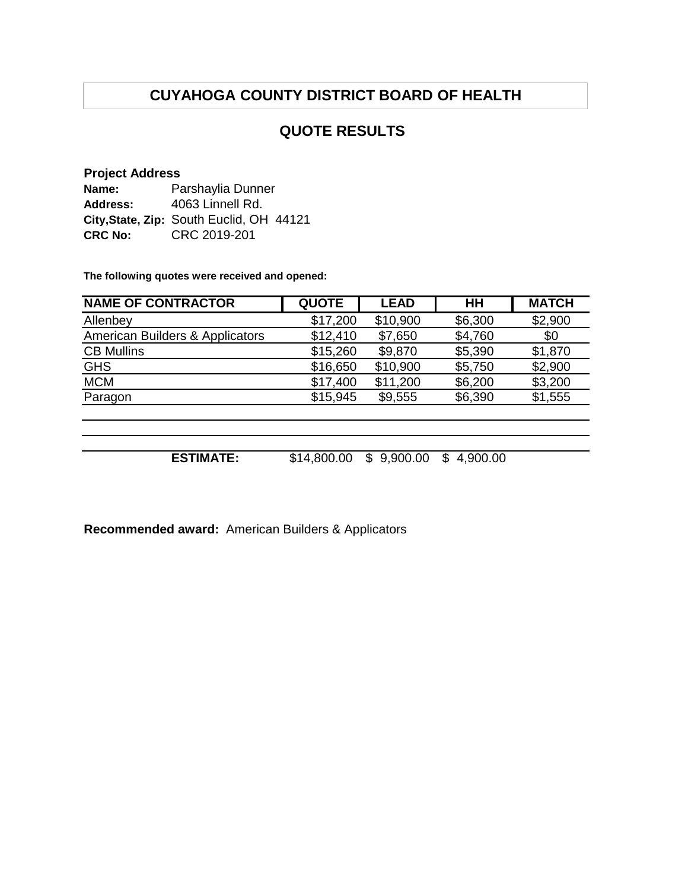# CUYAHOGA COUNTY DISTRICT BOARD OF HEALTH

## QUOTE RESULTS

**Project Address**

**Name:** Parshaylia Dunner
**Address:** 4063 Linnell Rd.
**City,State, Zip:** South Euclid, OH 44121
**CRC No:** CRC 2019-201

**The following quotes were received and opened:**

| NAME OF CONTRACTOR | QUOTE | LEAD | HH | MATCH |
|---|---|---|---|---|
| Allenbey | $17,200 | $10,900 | $6,300 | $2,900 |
| American Builders & Applicators | $12,410 | $7,650 | $4,760 | $0 |
| CB Mullins | $15,260 | $9,870 | $5,390 | $1,870 |
| GHS | $16,650 | $10,900 | $5,750 | $2,900 |
| MCM | $17,400 | $11,200 | $6,200 | $3,200 |
| Paragon | $15,945 | $9,555 | $6,390 | $1,555 |
| | | | | |
| | | | | |
| **ESTIMATE:** | $14,800.00 | $ 9,900.00 | $ 4,900.00 | |

**Recommended award:** American Builders & Applicators